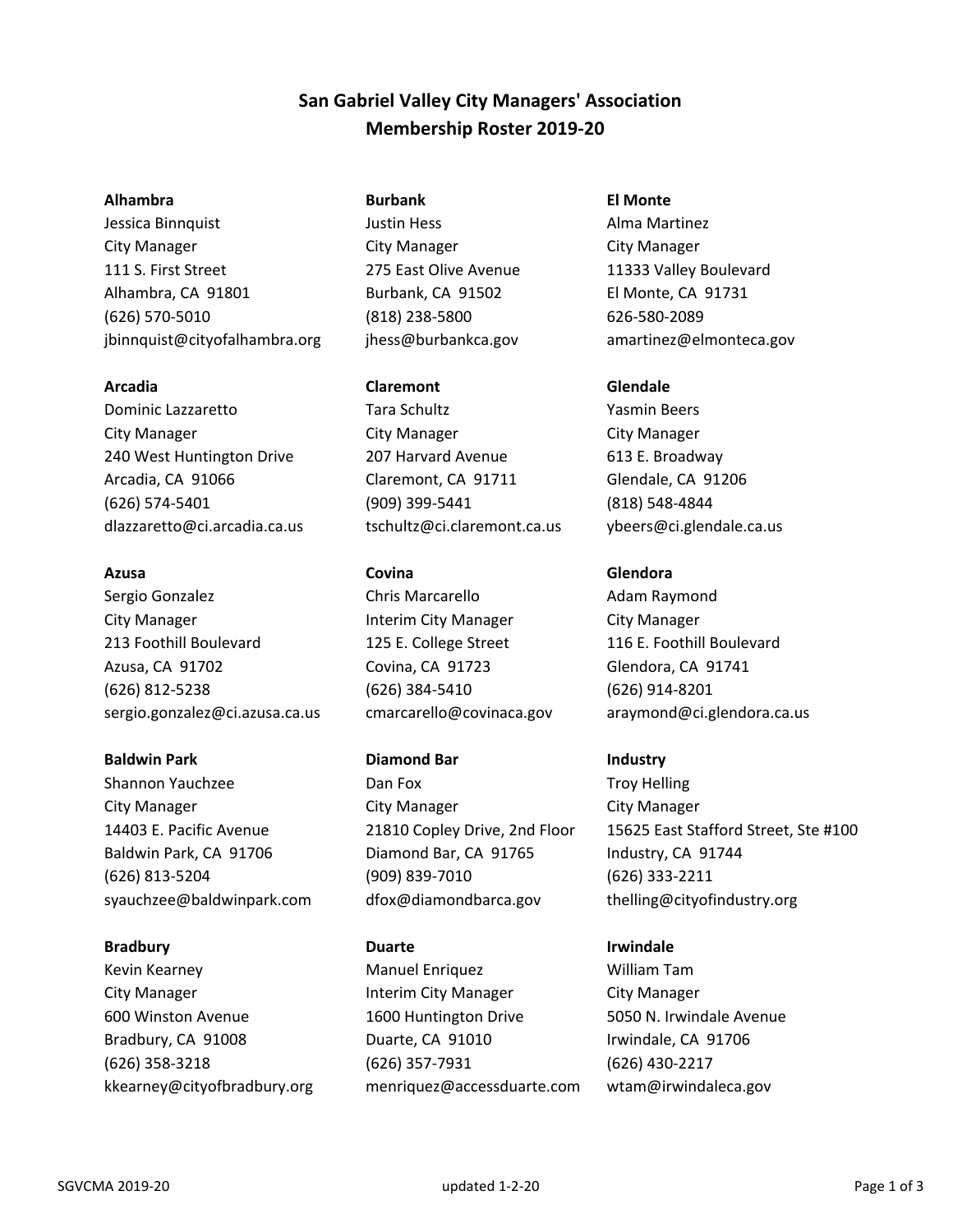# San Gabriel Valley City Managers' Association
# Membership Roster 2019-20

**Alhambra**
Jessica Binnquist
City Manager
111 S. First Street
Alhambra, CA 91801
(626) 570-5010
jbinnquist@cityofalhambra.org

**Arcadia**
Dominic Lazzaretto
City Manager
240 West Huntington Drive
Arcadia, CA 91066
(626) 574-5401
dlazzaretto@ci.arcadia.ca.us

**Azusa**
Sergio Gonzalez
City Manager
213 Foothill Boulevard
Azusa, CA 91702
(626) 812-5238
sergio.gonzalez@ci.azusa.ca.us

**Baldwin Park**
Shannon Yauchzee
City Manager
14403 E. Pacific Avenue
Baldwin Park, CA 91706
(626) 813-5204
syauchzee@baldwinpark.com

**Bradbury**
Kevin Kearney
City Manager
600 Winston Avenue
Bradbury, CA 91008
(626) 358-3218
kkearney@cityofbradbury.org

**Burbank**
Justin Hess
City Manager
275 East Olive Avenue
Burbank, CA 91502
(818) 238-5800
jhess@burbankca.gov

**Claremont**
Tara Schultz
City Manager
207 Harvard Avenue
Claremont, CA 91711
(909) 399-5441
tschultz@ci.claremont.ca.us

**Covina**
Chris Marcarello
Interim City Manager
125 E. College Street
Covina, CA 91723
(626) 384-5410
cmarcarello@covinaca.gov

**Diamond Bar**
Dan Fox
City Manager
21810 Copley Drive, 2nd Floor
Diamond Bar, CA 91765
(909) 839-7010
dfox@diamondbarca.gov

**Duarte**
Manuel Enriquez
Interim City Manager
1600 Huntington Drive
Duarte, CA 91010
(626) 357-7931
menriquez@accessduarte.com

**El Monte**
Alma Martinez
City Manager
11333 Valley Boulevard
El Monte, CA 91731
626-580-2089
amartinez@elmonteca.gov

**Glendale**
Yasmin Beers
City Manager
613 E. Broadway
Glendale, CA 91206
(818) 548-4844
ybeers@ci.glendale.ca.us

**Glendora**
Adam Raymond
City Manager
116 E. Foothill Boulevard
Glendora, CA 91741
(626) 914-8201
araymond@ci.glendora.ca.us

**Industry**
Troy Helling
City Manager
15625 East Stafford Street, Ste #100
Industry, CA 91744
(626) 333-2211
thelling@cityofindustry.org

**Irwindale**
William Tam
City Manager
5050 N. Irwindale Avenue
Irwindale, CA 91706
(626) 430-2217
wtam@irwindaleca.gov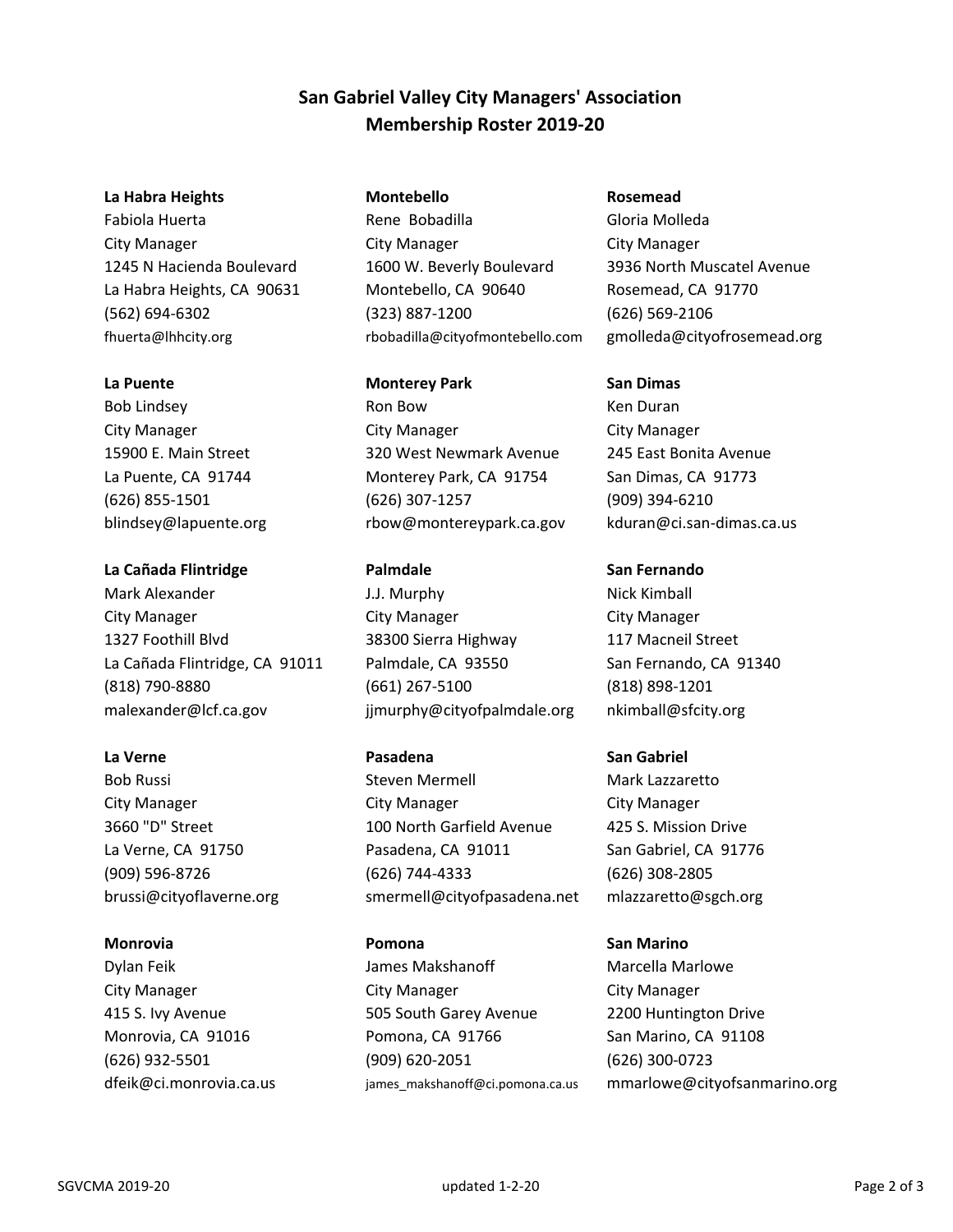# San Gabriel Valley City Managers' Association
## Membership Roster 2019-20

**La Habra Heights**
Fabiola Huerta
City Manager
1245 N Hacienda Boulevard
La Habra Heights, CA 90631
(562) 694-6302
fhuerta@lhhcity.org

**La Puente**
Bob Lindsey
City Manager
15900 E. Main Street
La Puente, CA 91744
(626) 855-1501
blindsey@lapuente.org

**La Cañada Flintridge**
Mark Alexander
City Manager
1327 Foothill Blvd
La Cañada Flintridge, CA 91011
(818) 790-8880
malexander@lcf.ca.gov

**La Verne**
Bob Russi
City Manager
3660 "D" Street
La Verne, CA 91750
(909) 596-8726
brussi@cityoflaverne.org

**Monrovia**
Dylan Feik
City Manager
415 S. Ivy Avenue
Monrovia, CA 91016
(626) 932-5501
dfeik@ci.monrovia.ca.us

**Montebello**
Rene Bobadilla
City Manager
1600 W. Beverly Boulevard
Montebello, CA 90640
(323) 887-1200
rbobadilla@cityofmontebello.com

**Monterey Park**
Ron Bow
City Manager
320 West Newmark Avenue
Monterey Park, CA 91754
(626) 307-1257
rbow@montereypark.ca.gov

**Palmdale**
J.J. Murphy
City Manager
38300 Sierra Highway
Palmdale, CA 93550
(661) 267-5100
jjmurphy@cityofpalmdale.org

**Pasadena**
Steven Mermell
City Manager
100 North Garfield Avenue
Pasadena, CA 91011
(626) 744-4333
smermell@cityofpasadena.net

**Pomona**
James Makshanoff
City Manager
505 South Garey Avenue
Pomona, CA 91766
(909) 620-2051
james_makshanoff@ci.pomona.ca.us

**Rosemead**
Gloria Molleda
City Manager
3936 North Muscatel Avenue
Rosemead, CA 91770
(626) 569-2106
gmolleda@cityofrosemead.org

**San Dimas**
Ken Duran
City Manager
245 East Bonita Avenue
San Dimas, CA 91773
(909) 394-6210
kduran@ci.san-dimas.ca.us

**San Fernando**
Nick Kimball
City Manager
117 Macneil Street
San Fernando, CA 91340
(818) 898-1201
nkimball@sfcity.org

**San Gabriel**
Mark Lazzaretto
City Manager
425 S. Mission Drive
San Gabriel, CA 91776
(626) 308-2805
mlazzaretto@sgch.org

**San Marino**
Marcella Marlowe
City Manager
2200 Huntington Drive
San Marino, CA 91108
(626) 300-0723
mmarlowe@cityofsanmarino.org

updated 1-2-20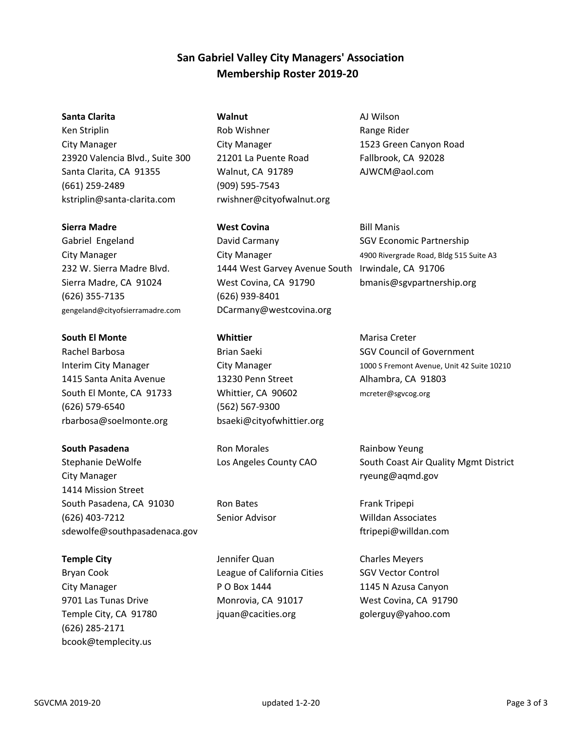# San Gabriel Valley City Managers' Association
## Membership Roster 2019-20

**Santa Clarita**
Ken Striplin
City Manager
23920 Valencia Blvd., Suite 300
Santa Clarita, CA 91355
(661) 259-2489
kstriplin@santa-clarita.com

**Sierra Madre**
Gabriel Engeland
City Manager
232 W. Sierra Madre Blvd.
Sierra Madre, CA 91024
(626) 355-7135
gengeland@cityofsierramadre.com

**South El Monte**
Rachel Barbosa
Interim City Manager
1415 Santa Anita Avenue
South El Monte, CA 91733
(626) 579-6540
rbarbosa@soelmonte.org

**South Pasadena**
Stephanie DeWolfe
City Manager
1414 Mission Street
South Pasadena, CA 91030
(626) 403-7212
sdewolfe@southpasadenaca.gov

**Temple City**
Bryan Cook
City Manager
9701 Las Tunas Drive
Temple City, CA 91780
(626) 285-2171
bcook@templecity.us

**Walnut**
Rob Wishner
City Manager
21201 La Puente Road
Walnut, CA 91789
(909) 595-7543
rwishner@cityofwalnut.org

**West Covina**
David Carmany
City Manager
1444 West Garvey Avenue South
West Covina, CA 91790
(626) 939-8401
DCarmany@westcovina.org

**Whittier**
Brian Saeki
City Manager
13230 Penn Street
Whittier, CA 90602
(562) 567-9300
bsaeki@cityofwhittier.org

Ron Morales
Los Angeles County CAO

Ron Bates
Senior Advisor

Jennifer Quan
League of California Cities
P O Box 1444
Monrovia, CA 91017
jquan@cacities.org

AJ Wilson
Range Rider
1523 Green Canyon Road
Fallbrook, CA 92028
AJWCM@aol.com

Bill Manis
SGV Economic Partnership
4900 Rivergrade Road, Bldg 515 Suite A3
Irwindale, CA 91706
bmanis@sgvpartnership.org

Marisa Creter
SGV Council of Government
1000 S Fremont Avenue, Unit 42 Suite 10210
Alhambra, CA 91803
mcreter@sgvcog.org

Rainbow Yeung
South Coast Air Quality Mgmt District
ryeung@aqmd.gov

Frank Tripepi
Willdan Associates
ftripepi@willdan.com

Charles Meyers
SGV Vector Control
1145 N Azusa Canyon
West Covina, CA 91790
golerguy@yahoo.com

SGVCMA 2019-20 updated 1-2-20